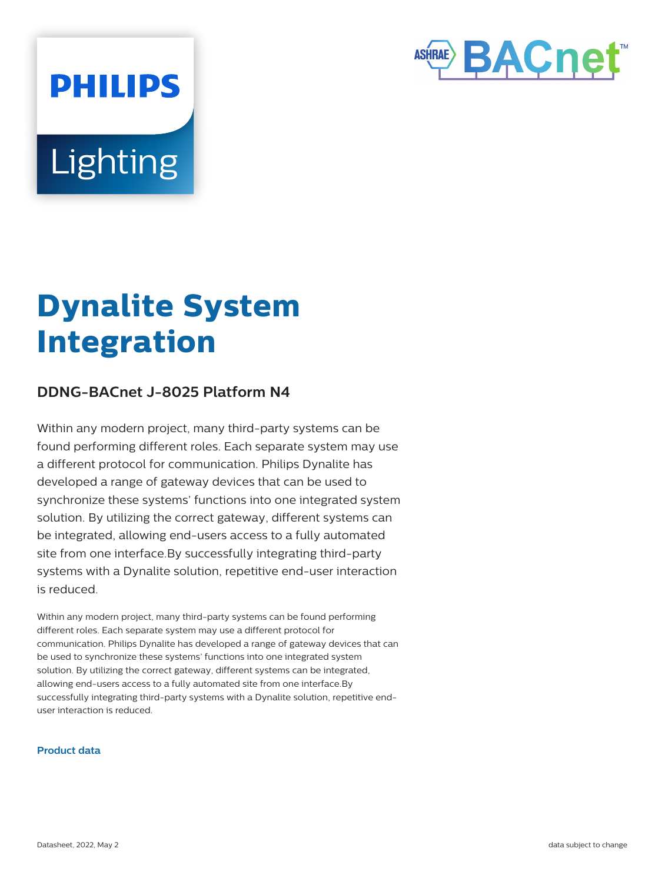PHILIPS

Lighting

ASHRAE BACnet™

# Dynalite System Integration

## DDNG-BACnet J-8025 Platform N4

Within any modern project, many third-party systems can be found performing different roles. Each separate system may use a different protocol for communication. Philips Dynalite has developed a range of gateway devices that can be used to synchronize these systems' functions into one integrated system solution. By utilizing the correct gateway, different systems can be integrated, allowing end-users access to a fully automated site from one interface.By successfully integrating third-party systems with a Dynalite solution, repetitive end-user interaction is reduced.

Within any modern project, many third-party systems can be found performing different roles. Each separate system may use a different protocol for communication. Philips Dynalite has developed a range of gateway devices that can be used to synchronize these systems' functions into one integrated system solution. By utilizing the correct gateway, different systems can be integrated, allowing end-users access to a fully automated site from one interface.By successfully integrating third-party systems with a Dynalite solution, repetitive end-user interaction is reduced.

**Product data**

Datasheet, 2022, May 2 data subject to change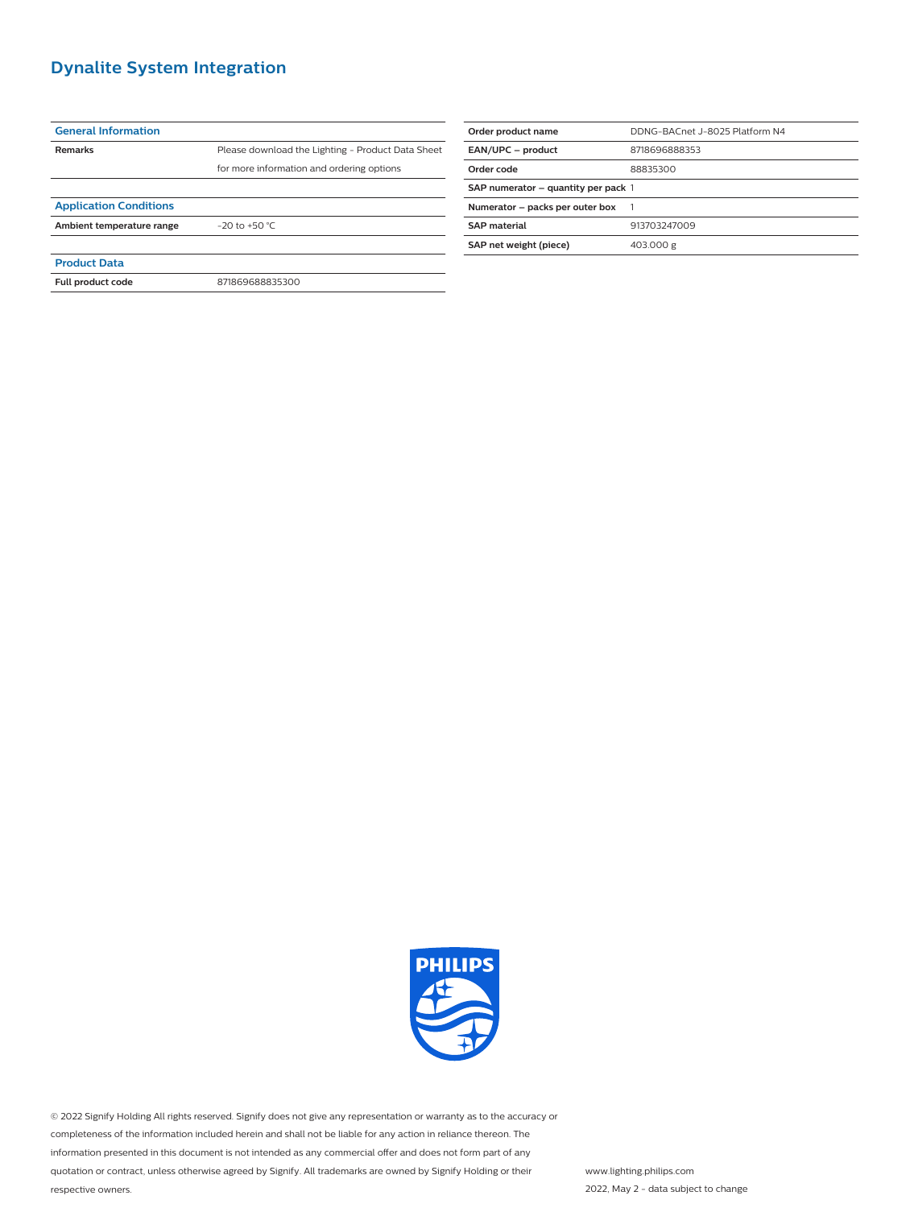# Dynalite System Integration

| General Information | |
|---|---|
| **Remarks** | Please download the Lighting - Product Data Sheet for more information and ordering options |

| Application Conditions | |
|---|---|
| **Ambient temperature range** | -20 to +50 °C |

| Product Data | |
|---|---|
| **Full product code** | 871869688835300 |
| **Order product name** | DDNG-BACnet J-8025 Platform N4 |
| **EAN/UPC – product** | 8718696888353 |
| **Order code** | 88835300 |
| **SAP numerator – quantity per pack** | 1 |
| **Numerator – packs per outer box** | 1 |
| **SAP material** | 913703247009 |
| **SAP net weight (piece)** | 403.000 g |

© 2022 Signify Holding All rights reserved. Signify does not give any representation or warranty as to the accuracy or completeness of the information included herein and shall not be liable for any action in reliance thereon. The information presented in this document is not intended as any commercial offer and does not form part of any quotation or contract, unless otherwise agreed by Signify. All trademarks are owned by Signify Holding or their respective owners.

www.lighting.philips.com

2022, May 2 - data subject to change